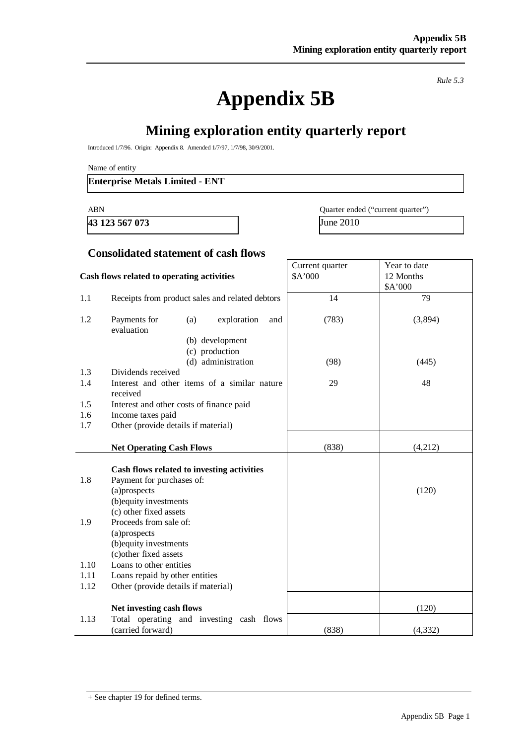*Rule 5.3*

# Appendix 5B

## Mining exploration entity quarterly report

Introduced 1/7/96. Origin: Appendix 8. Amended 1/7/97, 1/7/98, 30/9/2001.

Name of entity

**Enterprise Metals Limited - ENT**

| ABN | Quarter ended ("current quarter") |
|---|---|
| **43 123 567 073** | June 2010 |

### Consolidated statement of cash flows

| | **Cash flows related to operating activities** | Current quarter $A'000 | Year to date 12 Months $A'000 |
|---|---|---|---|
| 1.1 | Receipts from product sales and related debtors | 14 | 79 |
| 1.2 | Payments for (a) exploration and evaluation | (783) | (3,894) |
| | (b) development | | |
| | (c) production | | |
| | (d) administration | (98) | (445) |
| 1.3 | Dividends received | | |
| 1.4 | Interest and other items of a similar nature received | 29 | 48 |
| 1.5 | Interest and other costs of finance paid | | |
| 1.6 | Income taxes paid | | |
| 1.7 | Other (provide details if material) | | |
| | **Net Operating Cash Flows** | (838) | (4,212) |
| | **Cash flows related to investing activities** | | |
| 1.8 | Payment for purchases of: | | |
| | (a)prospects | | (120) |
| | (b)equity investments | | |
| | (c) other fixed assets | | |
| 1.9 | Proceeds from sale of: | | |
| | (a)prospects | | |
| | (b)equity investments | | |
| | (c)other fixed assets | | |
| 1.10 | Loans to other entities | | |
| 1.11 | Loans repaid by other entities | | |
| 1.12 | Other (provide details if material) | | |
| | **Net investing cash flows** | | (120) |
| 1.13 | Total operating and investing cash flows (carried forward) | (838) | (4,332) |

+ See chapter 19 for defined terms.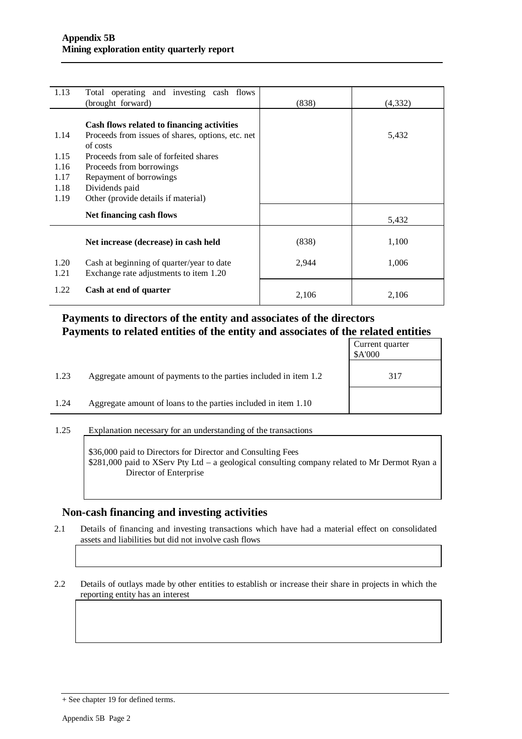| | | | |
|---|---|---|---|
| 1.13 | Total operating and investing cash flows (brought forward) | (838) | (4,332) |
| | **Cash flows related to financing activities** | | |
| 1.14 | Proceeds from issues of shares, options, etc. net of costs | | 5,432 |
| 1.15 | Proceeds from sale of forfeited shares | | |
| 1.16 | Proceeds from borrowings | | |
| 1.17 | Repayment of borrowings | | |
| 1.18 | Dividends paid | | |
| 1.19 | Other (provide details if material) | | |
| | **Net financing cash flows** | | 5,432 |
| | **Net increase (decrease) in cash held** | (838) | 1,100 |
| 1.20 | Cash at beginning of quarter/year to date | 2,944 | 1,006 |
| 1.21 | Exchange rate adjustments to item 1.20 | | |
| 1.22 | **Cash at end of quarter** | 2,106 | 2,106 |

## Payments to directors of the entity and associates of the directors
## Payments to related entities of the entity and associates of the related entities

| | | Current quarter $A'000 |
|---|---|---|
| 1.23 | Aggregate amount of payments to the parties included in item 1.2 | 317 |
| 1.24 | Aggregate amount of loans to the parties included in item 1.10 | |

1.25 Explanation necessary for an understanding of the transactions

$36,000 paid to Directors for Director and Consulting Fees
$281,000 paid to XServ Pty Ltd – a geological consulting company related to Mr Dermot Ryan a Director of Enterprise

## Non-cash financing and investing activities

2.1 Details of financing and investing transactions which have had a material effect on consolidated assets and liabilities but did not involve cash flows

2.2 Details of outlays made by other entities to establish or increase their share in projects in which the reporting entity has an interest

+ See chapter 19 for defined terms.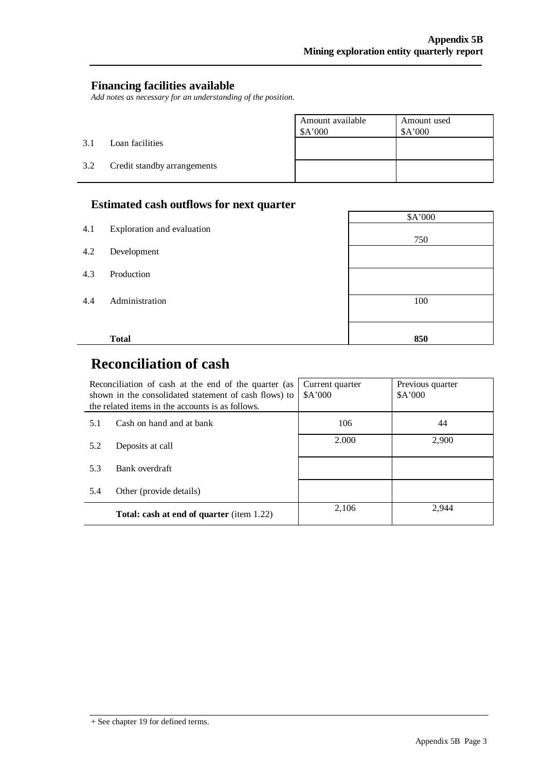## Financing facilities available

*Add notes as necessary for an understanding of the position.*

| | | Amount available $A'000 | Amount used $A'000 |
|---|---|---|---|
| 3.1 | Loan facilities | | |
| 3.2 | Credit standby arrangements | | |

## Estimated cash outflows for next quarter

| | | $A'000 |
|---|---|---|
| 4.1 | Exploration and evaluation | 750 |
| 4.2 | Development | |
| 4.3 | Production | |
| 4.4 | Administration | 100 |
| | **Total** | **850** |

# Reconciliation of cash

| Reconciliation of cash at the end of the quarter (as shown in the consolidated statement of cash flows) to the related items in the accounts is as follows. | | Current quarter $A'000 | Previous quarter $A'000 |
|---|---|---|---|
| 5.1 | Cash on hand and at bank | 106 | 44 |
| 5.2 | Deposits at call | 2.000 | 2,900 |
| 5.3 | Bank overdraft | | |
| 5.4 | Other (provide details) | | |
| | **Total: cash at end of quarter** (item 1.22) | 2,106 | 2,944 |

+ See chapter 19 for defined terms.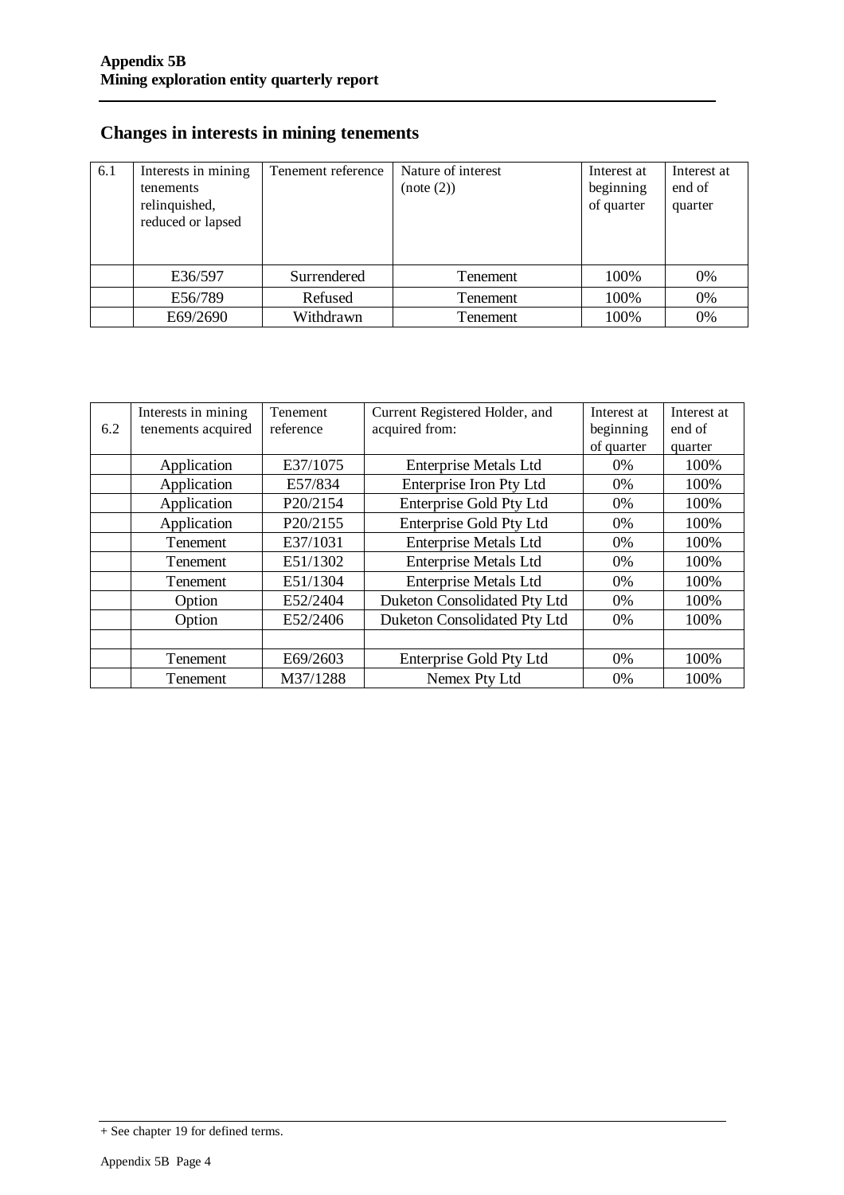## Changes in interests in mining tenements

| 6.1 | Interests in mining tenements relinquished, reduced or lapsed | Tenement reference | Nature of interest (note (2)) | Interest at beginning of quarter | Interest at end of quarter |
|---|---|---|---|---|---|
| | E36/597 | Surrendered | Tenement | 100% | 0% |
| | E56/789 | Refused | Tenement | 100% | 0% |
| | E69/2690 | Withdrawn | Tenement | 100% | 0% |

| 6.2 | Interests in mining tenements acquired | Tenement reference | Current Registered Holder, and acquired from: | Interest at beginning of quarter | Interest at end of quarter |
|---|---|---|---|---|---|
| | Application | E37/1075 | Enterprise Metals Ltd | 0% | 100% |
| | Application | E57/834 | Enterprise Iron Pty Ltd | 0% | 100% |
| | Application | P20/2154 | Enterprise Gold Pty Ltd | 0% | 100% |
| | Application | P20/2155 | Enterprise Gold Pty Ltd | 0% | 100% |
| | Tenement | E37/1031 | Enterprise Metals Ltd | 0% | 100% |
| | Tenement | E51/1302 | Enterprise Metals Ltd | 0% | 100% |
| | Tenement | E51/1304 | Enterprise Metals Ltd | 0% | 100% |
| | Option | E52/2404 | Duketon Consolidated Pty Ltd | 0% | 100% |
| | Option | E52/2406 | Duketon Consolidated Pty Ltd | 0% | 100% |
| | | | | | |
| | Tenement | E69/2603 | Enterprise Gold Pty Ltd | 0% | 100% |
| | Tenement | M37/1288 | Nemex Pty Ltd | 0% | 100% |

+ See chapter 19 for defined terms.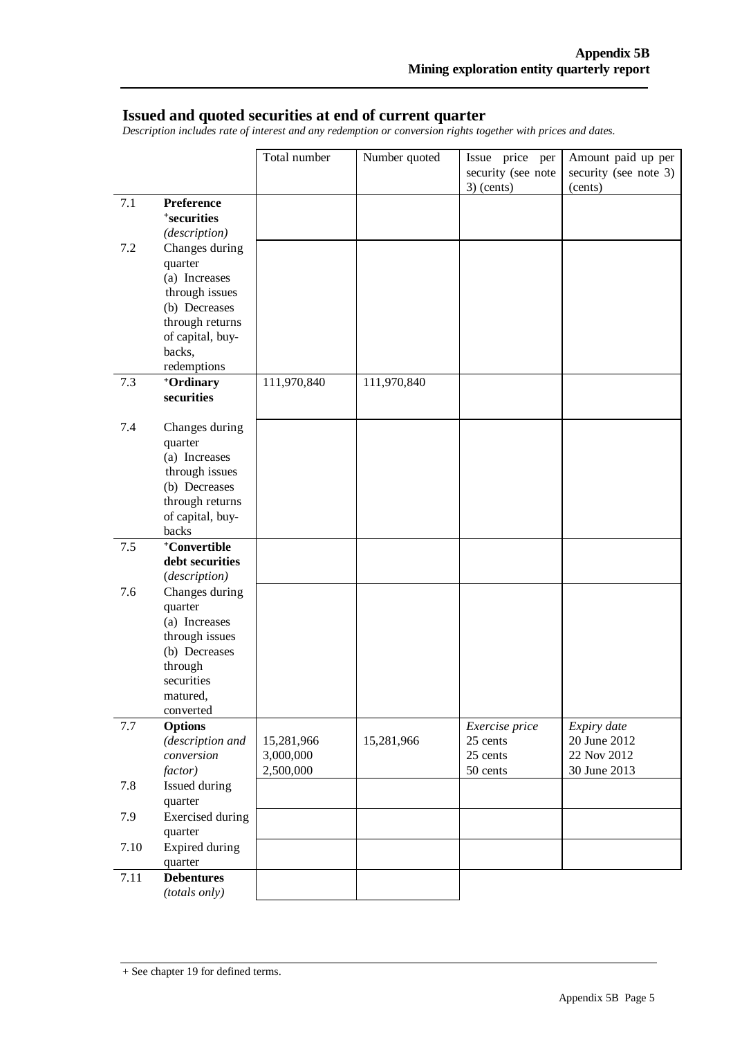## Issued and quoted securities at end of current quarter

*Description includes rate of interest and any redemption or conversion rights together with prices and dates.*

| | | Total number | Number quoted | Issue price per security (see note 3) (cents) | Amount paid up per security (see note 3) (cents) |
|---|---|---|---|---|---|
| 7.1 | **Preference +securities** *(description)* | | | | |
| 7.2 | Changes during quarter (a) Increases through issues (b) Decreases through returns of capital, buy-backs, redemptions | | | | |
| 7.3 | **+Ordinary securities** | 111,970,840 | 111,970,840 | | |
| 7.4 | Changes during quarter (a) Increases through issues (b) Decreases through returns of capital, buy-backs | | | | |
| 7.5 | **+Convertible debt securities** *(description)* | | | | |
| 7.6 | Changes during quarter (a) Increases through issues (b) Decreases through securities matured, converted | | | | |
| 7.7 | **Options** *(description and conversion factor)* | 15,281,966<br>3,000,000<br>2,500,000 | 15,281,966 | *Exercise price*<br>25 cents<br>25 cents<br>50 cents | *Expiry date*<br>20 June 2012<br>22 Nov 2012<br>30 June 2013 |
| 7.8 | Issued during quarter | | | | |
| 7.9 | Exercised during quarter | | | | |
| 7.10 | Expired during quarter | | | | |
| 7.11 | **Debentures** *(totals only)* | | | | |

+ See chapter 19 for defined terms.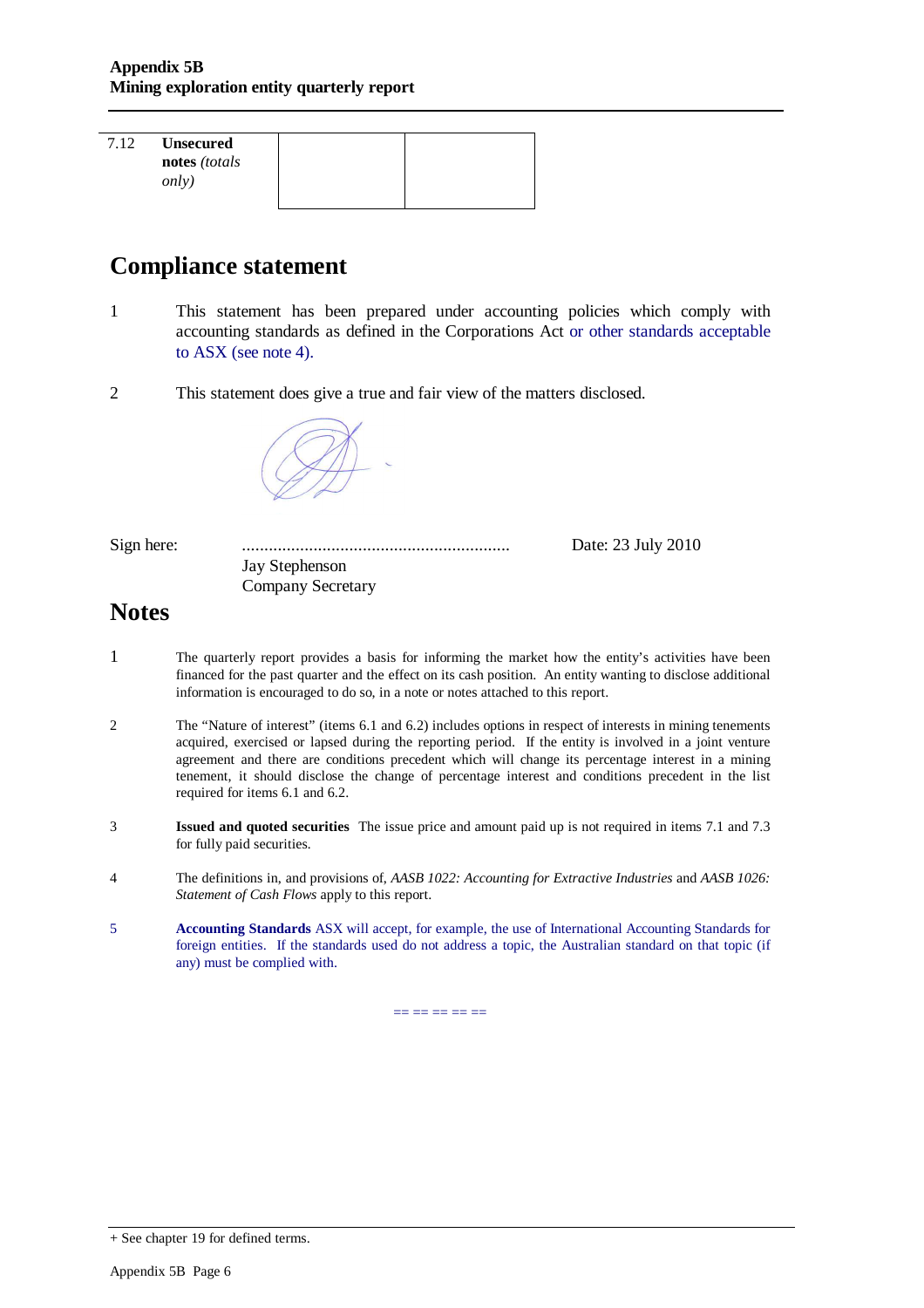| | | | |
|---|---|---|---|
| 7.12 | **Unsecured notes** *(totals only)* | | |

## Compliance statement

1 This statement has been prepared under accounting policies which comply with accounting standards as defined in the Corporations Act or other standards acceptable to ASX (see note 4).

2 This statement does give a true and fair view of the matters disclosed.

Sign here: ............................................................ Date: 23 July 2010
Jay Stephenson
Company Secretary

## Notes

1 The quarterly report provides a basis for informing the market how the entity's activities have been financed for the past quarter and the effect on its cash position. An entity wanting to disclose additional information is encouraged to do so, in a note or notes attached to this report.

2 The "Nature of interest" (items 6.1 and 6.2) includes options in respect of interests in mining tenements acquired, exercised or lapsed during the reporting period. If the entity is involved in a joint venture agreement and there are conditions precedent which will change its percentage interest in a mining tenement, it should disclose the change of percentage interest and conditions precedent in the list required for items 6.1 and 6.2.

3 **Issued and quoted securities** The issue price and amount paid up is not required in items 7.1 and 7.3 for fully paid securities.

4 The definitions in, and provisions of, *AASB 1022: Accounting for Extractive Industries* and *AASB 1026: Statement of Cash Flows* apply to this report.

5 **Accounting Standards** ASX will accept, for example, the use of International Accounting Standards for foreign entities. If the standards used do not address a topic, the Australian standard on that topic (if any) must be complied with.

== == == == ==

+ See chapter 19 for defined terms.